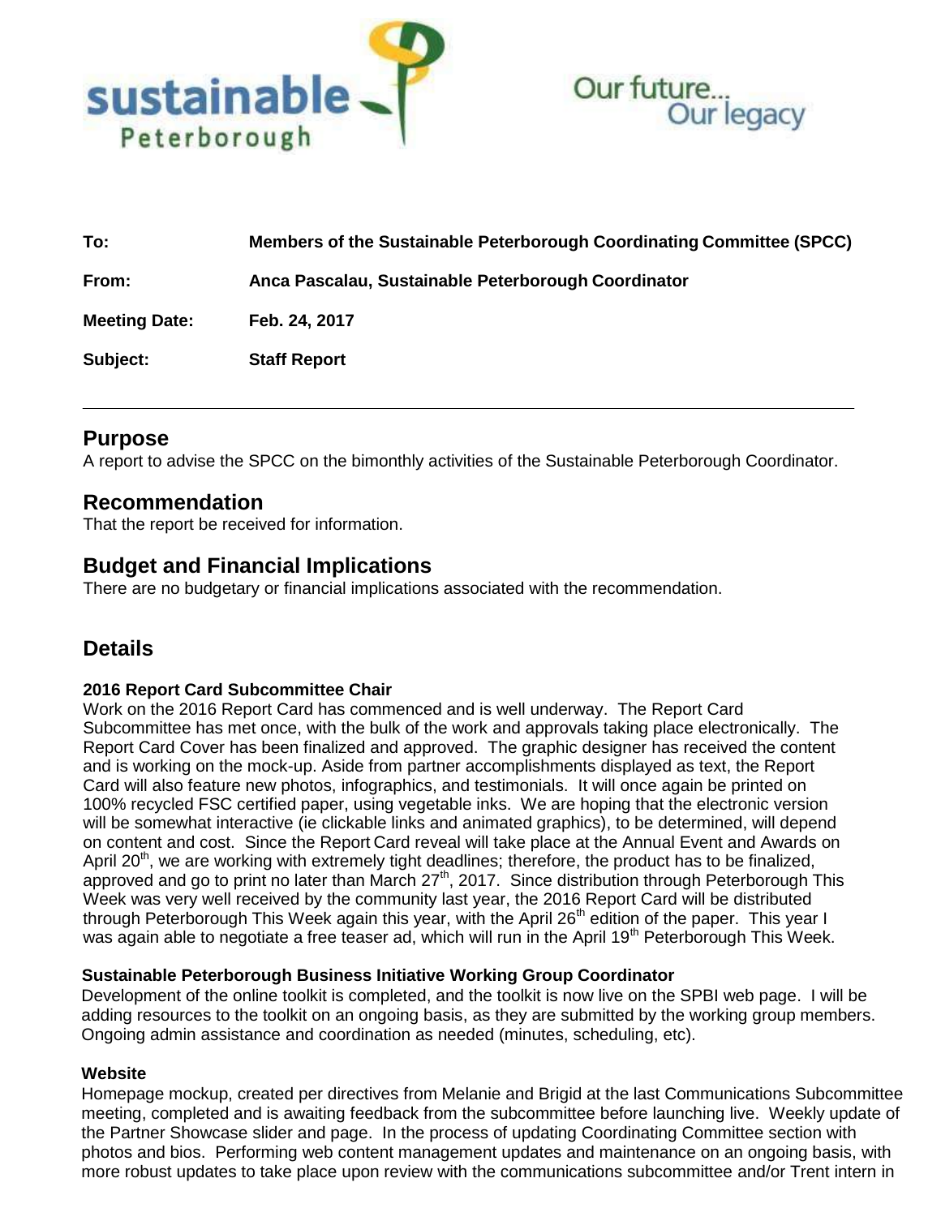sustainable Peterborough

Our future... Our legacy

**To:** Members of the Sustainable Peterborough Coordinating Committee (SPCC)

**From:** Anca Pascalau, Sustainable Peterborough Coordinator

**Meeting Date:** Feb. 24, 2017

**Subject:** Staff Report

---

## Purpose

A report to advise the SPCC on the bimonthly activities of the Sustainable Peterborough Coordinator.

## Recommendation

That the report be received for information.

## Budget and Financial Implications

There are no budgetary or financial implications associated with the recommendation.

## Details

### 2016 Report Card Subcommittee Chair

Work on the 2016 Report Card has commenced and is well underway. The Report Card Subcommittee has met once, with the bulk of the work and approvals taking place electronically. The Report Card Cover has been finalized and approved. The graphic designer has received the content and is working on the mock-up. Aside from partner accomplishments displayed as text, the Report Card will also feature new photos, infographics, and testimonials. It will once again be printed on 100% recycled FSC certified paper, using vegetable inks. We are hoping that the electronic version will be somewhat interactive (ie clickable links and animated graphics), to be determined, will depend on content and cost. Since the Report Card reveal will take place at the Annual Event and Awards on April 20th, we are working with extremely tight deadlines; therefore, the product has to be finalized, approved and go to print no later than March 27th, 2017. Since distribution through Peterborough This Week was very well received by the community last year, the 2016 Report Card will be distributed through Peterborough This Week again this year, with the April 26th edition of the paper. This year I was again able to negotiate a free teaser ad, which will run in the April 19th Peterborough This Week.

### Sustainable Peterborough Business Initiative Working Group Coordinator

Development of the online toolkit is completed, and the toolkit is now live on the SPBI web page. I will be adding resources to the toolkit on an ongoing basis, as they are submitted by the working group members. Ongoing admin assistance and coordination as needed (minutes, scheduling, etc).

### Website

Homepage mockup, created per directives from Melanie and Brigid at the last Communications Subcommittee meeting, completed and is awaiting feedback from the subcommittee before launching live. Weekly update of the Partner Showcase slider and page. In the process of updating Coordinating Committee section with photos and bios. Performing web content management updates and maintenance on an ongoing basis, with more robust updates to take place upon review with the communications subcommittee and/or Trent intern in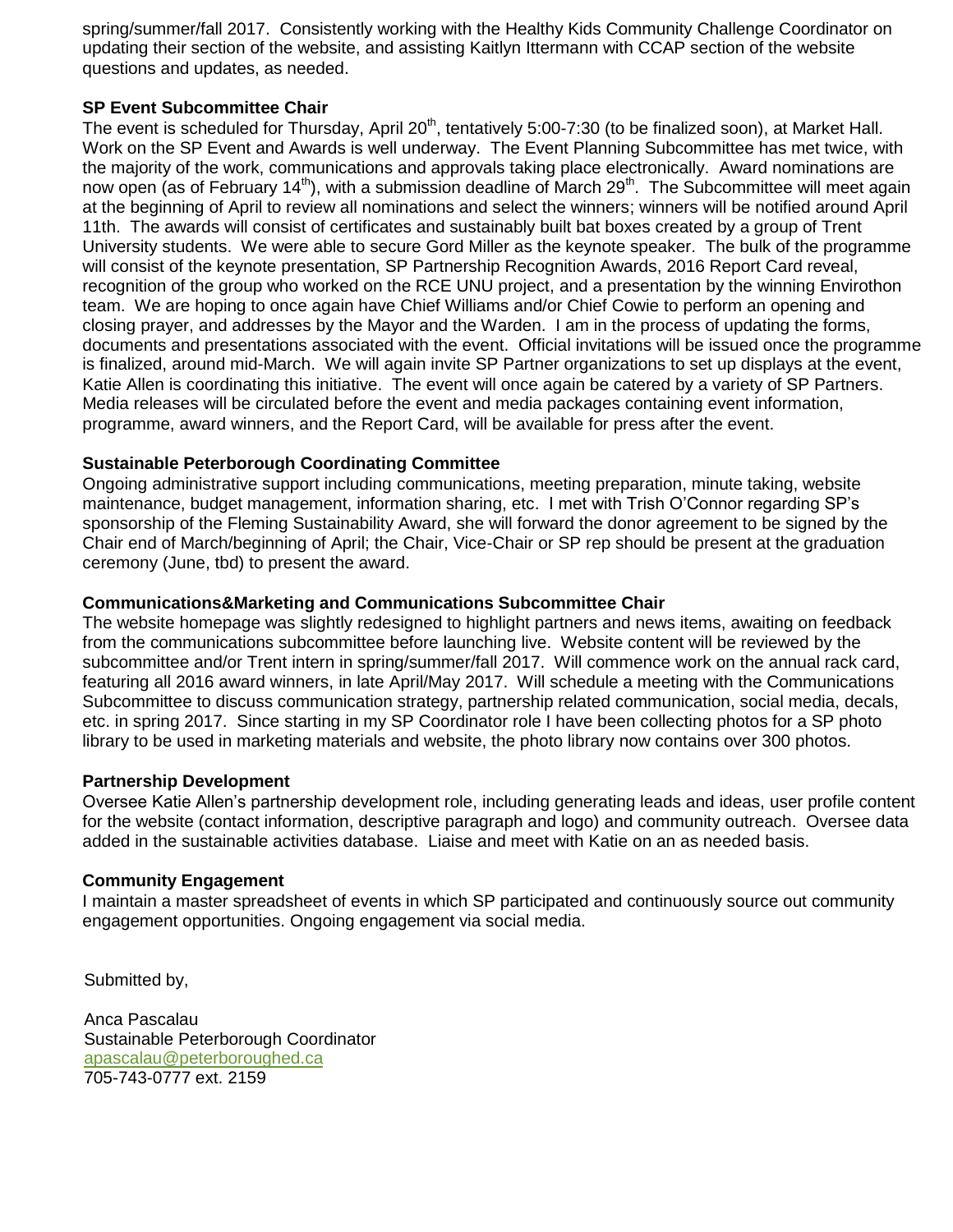spring/summer/fall 2017. Consistently working with the Healthy Kids Community Challenge Coordinator on updating their section of the website, and assisting Kaitlyn Ittermann with CCAP section of the website questions and updates, as needed.

**SP Event Subcommittee Chair**

The event is scheduled for Thursday, April 20th, tentatively 5:00-7:30 (to be finalized soon), at Market Hall. Work on the SP Event and Awards is well underway. The Event Planning Subcommittee has met twice, with the majority of the work, communications and approvals taking place electronically. Award nominations are now open (as of February 14th), with a submission deadline of March 29th. The Subcommittee will meet again at the beginning of April to review all nominations and select the winners; winners will be notified around April 11th. The awards will consist of certificates and sustainably built bat boxes created by a group of Trent University students. We were able to secure Gord Miller as the keynote speaker. The bulk of the programme will consist of the keynote presentation, SP Partnership Recognition Awards, 2016 Report Card reveal, recognition of the group who worked on the RCE UNU project, and a presentation by the winning Envirothon team. We are hoping to once again have Chief Williams and/or Chief Cowie to perform an opening and closing prayer, and addresses by the Mayor and the Warden. I am in the process of updating the forms, documents and presentations associated with the event. Official invitations will be issued once the programme is finalized, around mid-March. We will again invite SP Partner organizations to set up displays at the event, Katie Allen is coordinating this initiative. The event will once again be catered by a variety of SP Partners. Media releases will be circulated before the event and media packages containing event information, programme, award winners, and the Report Card, will be available for press after the event.

**Sustainable Peterborough Coordinating Committee**

Ongoing administrative support including communications, meeting preparation, minute taking, website maintenance, budget management, information sharing, etc. I met with Trish O'Connor regarding SP's sponsorship of the Fleming Sustainability Award, she will forward the donor agreement to be signed by the Chair end of March/beginning of April; the Chair, Vice-Chair or SP rep should be present at the graduation ceremony (June, tbd) to present the award.

**Communications&Marketing and Communications Subcommittee Chair**

The website homepage was slightly redesigned to highlight partners and news items, awaiting on feedback from the communications subcommittee before launching live. Website content will be reviewed by the subcommittee and/or Trent intern in spring/summer/fall 2017. Will commence work on the annual rack card, featuring all 2016 award winners, in late April/May 2017. Will schedule a meeting with the Communications Subcommittee to discuss communication strategy, partnership related communication, social media, decals, etc. in spring 2017. Since starting in my SP Coordinator role I have been collecting photos for a SP photo library to be used in marketing materials and website, the photo library now contains over 300 photos.

**Partnership Development**

Oversee Katie Allen's partnership development role, including generating leads and ideas, user profile content for the website (contact information, descriptive paragraph and logo) and community outreach. Oversee data added in the sustainable activities database. Liaise and meet with Katie on an as needed basis.

**Community Engagement**

I maintain a master spreadsheet of events in which SP participated and continuously source out community engagement opportunities. Ongoing engagement via social media.

Submitted by,

Anca Pascalau
Sustainable Peterborough Coordinator
apascalau@peterboroughed.ca
705-743-0777 ext. 2159